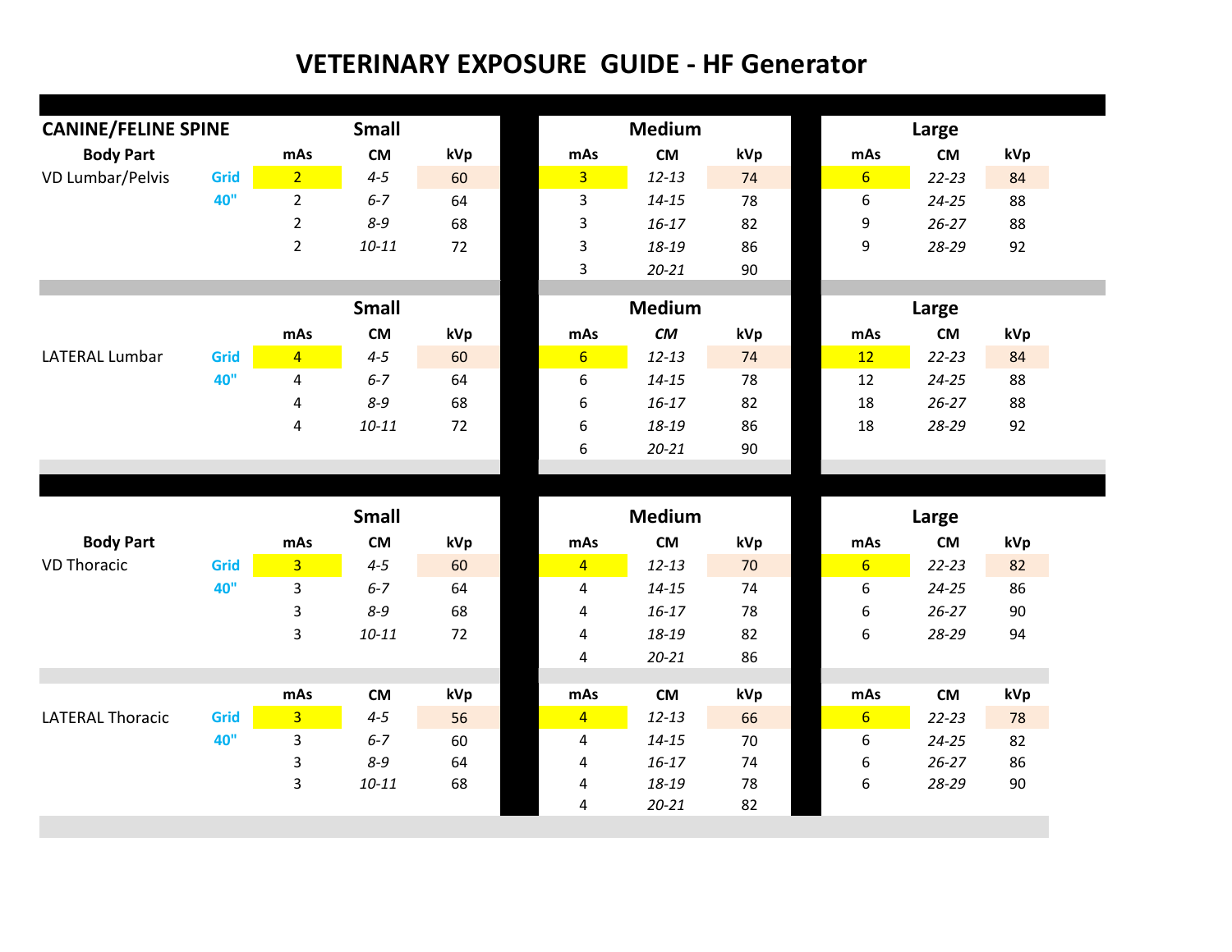# VETERINARY EXPOSURE GUIDE - HF Generator

## CANINE/FELINE SPINE

| Body Part | | Small mAs | Small CM | Small kVp | Medium mAs | Medium CM | Medium kVp | Large mAs | Large CM | Large kVp |
|---|---|---|---|---|---|---|---|---|---|---|
| VD Lumbar/Pelvis | Grid | 2 | *4-5* | 60 | 3 | *12-13* | 74 | 6 | *22-23* | 84 |
| | 40" | 2 | *6-7* | 64 | 3 | *14-15* | 78 | 6 | *24-25* | 88 |
| | | 2 | *8-9* | 68 | 3 | *16-17* | 82 | 9 | *26-27* | 88 |
| | | 2 | *10-11* | 72 | 3 | *18-19* | 86 | 9 | *28-29* | 92 |
| | | | | | 3 | *20-21* | 90 | | | |

| Body Part | | Small mAs | Small CM | Small kVp | Medium mAs | Medium CM | Medium kVp | Large mAs | Large CM | Large kVp |
|---|---|---|---|---|---|---|---|---|---|---|
| LATERAL Lumbar | Grid | 4 | *4-5* | 60 | 6 | *12-13* | 74 | 12 | *22-23* | 84 |
| | 40" | 4 | *6-7* | 64 | 6 | *14-15* | 78 | 12 | *24-25* | 88 |
| | | 4 | *8-9* | 68 | 6 | *16-17* | 82 | 18 | *26-27* | 88 |
| | | 4 | *10-11* | 72 | 6 | *18-19* | 86 | 18 | *28-29* | 92 |
| | | | | | 6 | *20-21* | 90 | | | |

| Body Part | | Small mAs | Small CM | Small kVp | Medium mAs | Medium CM | Medium kVp | Large mAs | Large CM | Large kVp |
|---|---|---|---|---|---|---|---|---|---|---|
| VD Thoracic | Grid | 3 | *4-5* | 60 | 4 | *12-13* | 70 | 6 | *22-23* | 82 |
| | 40" | 3 | *6-7* | 64 | 4 | *14-15* | 74 | 6 | *24-25* | 86 |
| | | 3 | *8-9* | 68 | 4 | *16-17* | 78 | 6 | *26-27* | 90 |
| | | 3 | *10-11* | 72 | 4 | *18-19* | 82 | 6 | *28-29* | 94 |
| | | | | | 4 | *20-21* | 86 | | | |

| Body Part | | Small mAs | Small CM | Small kVp | Medium mAs | Medium CM | Medium kVp | Large mAs | Large CM | Large kVp |
|---|---|---|---|---|---|---|---|---|---|---|
| LATERAL Thoracic | Grid | 3 | *4-5* | 56 | 4 | *12-13* | 66 | 6 | *22-23* | 78 |
| | 40" | 3 | *6-7* | 60 | 4 | *14-15* | 70 | 6 | *24-25* | 82 |
| | | 3 | *8-9* | 64 | 4 | *16-17* | 74 | 6 | *26-27* | 86 |
| | | 3 | *10-11* | 68 | 4 | *18-19* | 78 | 6 | *28-29* | 90 |
| | | | | | 4 | *20-21* | 82 | | | |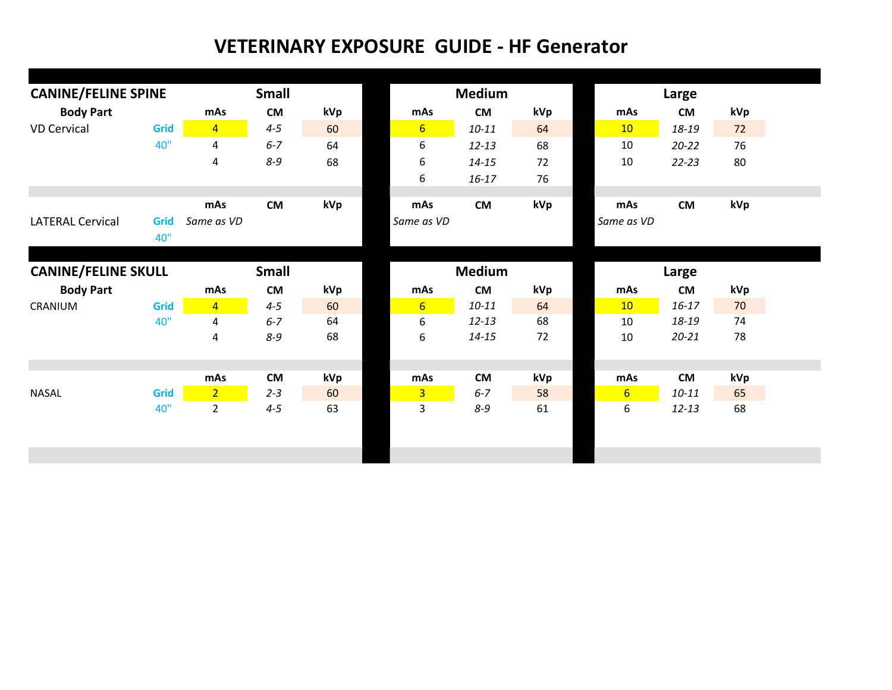# VETERINARY EXPOSURE GUIDE - HF Generator

## CANINE/FELINE SPINE

| Body Part | | Small | | | Medium | | | Large | | |
|---|---|---|---|---|---|---|---|---|---|---|
| | | mAs | CM | kVp | mAs | CM | kVp | mAs | CM | kVp |
| VD Cervical | Grid | 4 | *4-5* | 60 | 6 | *10-11* | 64 | 10 | *18-19* | 72 |
| | 40" | 4 | *6-7* | 64 | 6 | *12-13* | 68 | 10 | *20-22* | 76 |
| | | 4 | *8-9* | 68 | 6 | *14-15* | 72 | 10 | *22-23* | 80 |
| | | | | | 6 | *16-17* | 76 | | | |

| | | mAs | CM | kVp | mAs | CM | kVp | mAs | CM | kVp |
|---|---|---|---|---|---|---|---|---|---|---|
| LATERAL Cervical | Grid | *Same as VD* | | | *Same as VD* | | | *Same as VD* | | |
| | 40" | | | | | | | | | |

## CANINE/FELINE SKULL

| Body Part | | Small | | | Medium | | | Large | | |
|---|---|---|---|---|---|---|---|---|---|---|
| | | mAs | CM | kVp | mAs | CM | kVp | mAs | CM | kVp |
| CRANIUM | Grid | 4 | *4-5* | 60 | 6 | *10-11* | 64 | 10 | *16-17* | 70 |
| | 40" | 4 | *6-7* | 64 | 6 | *12-13* | 68 | 10 | *18-19* | 74 |
| | | 4 | *8-9* | 68 | 6 | *14-15* | 72 | 10 | *20-21* | 78 |

| | | mAs | CM | kVp | mAs | CM | kVp | mAs | CM | kVp |
|---|---|---|---|---|---|---|---|---|---|---|
| NASAL | Grid | 2 | *2-3* | 60 | 3 | *6-7* | 58 | 6 | *10-11* | 65 |
| | 40" | 2 | *4-5* | 63 | 3 | *8-9* | 61 | 6 | *12-13* | 68 |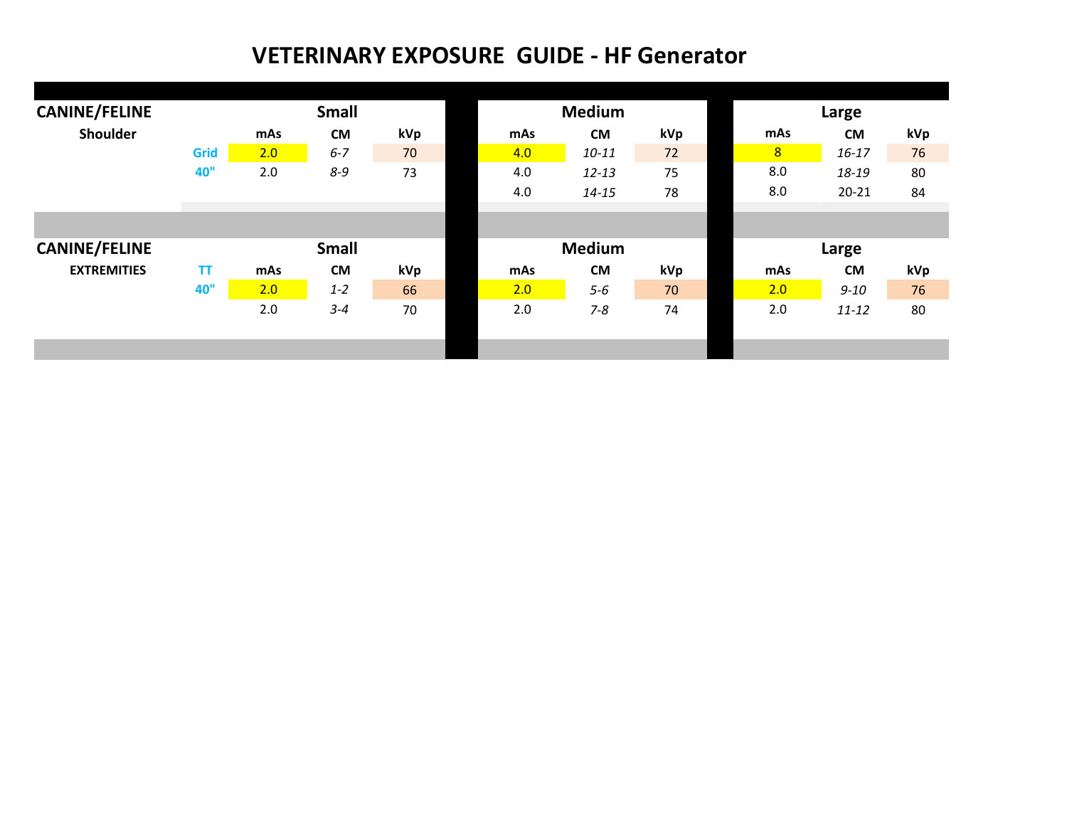# VETERINARY EXPOSURE GUIDE - HF Generator

| CANINE/FELINE | | Small | | | Medium | | | Large | | |
|---|---|---|---|---|---|---|---|---|---|---|
| Shoulder | | mAs | CM | kVp | mAs | CM | kVp | mAs | CM | kVp |
| | Grid | 2.0 | *6-7* | 70 | 4.0 | *10-11* | 72 | 8 | *16-17* | 76 |
| | 40" | 2.0 | *8-9* | 73 | 4.0 | *12-13* | 75 | 8.0 | *18-19* | 80 |
| | | | | | 4.0 | *14-15* | 78 | 8.0 | 20-21 | 84 |

| CANINE/FELINE | | Small | | | Medium | | | Large | | |
|---|---|---|---|---|---|---|---|---|---|---|
| EXTREMITIES | TT | mAs | CM | kVp | mAs | CM | kVp | mAs | CM | kVp |
| | 40" | 2.0 | *1-2* | 66 | 2.0 | *5-6* | 70 | 2.0 | *9-10* | 76 |
| | | 2.0 | *3-4* | 70 | 2.0 | *7-8* | 74 | 2.0 | *11-12* | 80 |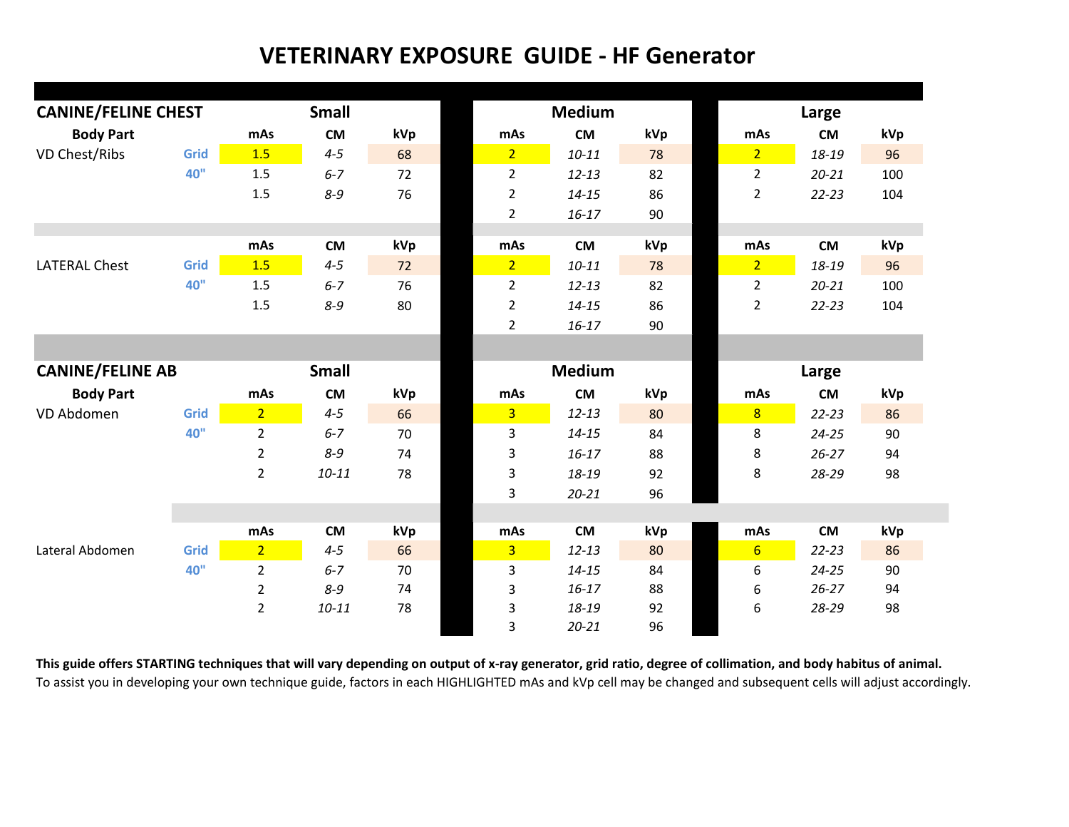# VETERINARY EXPOSURE GUIDE - HF Generator

| CANINE/FELINE CHEST | | Small | | | Medium | | | Large | | |
|---|---|---|---|---|---|---|---|---|---|---|
| **Body Part** | | **mAs** | **CM** | **kVp** | **mAs** | **CM** | **kVp** | **mAs** | **CM** | **kVp** |
| VD Chest/Ribs | Grid | 1.5 | *4-5* | 68 | 2 | *10-11* | 78 | 2 | *18-19* | 96 |
| | 40" | 1.5 | *6-7* | 72 | 2 | *12-13* | 82 | 2 | *20-21* | 100 |
| | | 1.5 | *8-9* | 76 | 2 | *14-15* | 86 | 2 | *22-23* | 104 |
| | | | | | 2 | *16-17* | 90 | | | |
| | | **mAs** | **CM** | **kVp** | **mAs** | **CM** | **kVp** | **mAs** | **CM** | **kVp** |
| LATERAL Chest | Grid | 1.5 | *4-5* | 72 | 2 | *10-11* | 78 | 2 | *18-19* | 96 |
| | 40" | 1.5 | *6-7* | 76 | 2 | *12-13* | 82 | 2 | *20-21* | 100 |
| | | 1.5 | *8-9* | 80 | 2 | *14-15* | 86 | 2 | *22-23* | 104 |
| | | | | | 2 | *16-17* | 90 | | | |

| CANINE/FELINE AB | | Small | | | Medium | | | Large | | |
|---|---|---|---|---|---|---|---|---|---|---|
| **Body Part** | | **mAs** | **CM** | **kVp** | **mAs** | **CM** | **kVp** | **mAs** | **CM** | **kVp** |
| VD Abdomen | Grid | 2 | *4-5* | 66 | 3 | *12-13* | 80 | 8 | *22-23* | 86 |
| | 40" | 2 | *6-7* | 70 | 3 | *14-15* | 84 | 8 | *24-25* | 90 |
| | | 2 | *8-9* | 74 | 3 | *16-17* | 88 | 8 | *26-27* | 94 |
| | | 2 | *10-11* | 78 | 3 | *18-19* | 92 | 8 | *28-29* | 98 |
| | | | | | 3 | *20-21* | 96 | | | |
| | | **mAs** | **CM** | **kVp** | **mAs** | **CM** | **kVp** | **mAs** | **CM** | **kVp** |
| Lateral Abdomen | Grid | 2 | *4-5* | 66 | 3 | *12-13* | 80 | 6 | *22-23* | 86 |
| | 40" | 2 | *6-7* | 70 | 3 | *14-15* | 84 | 6 | *24-25* | 90 |
| | | 2 | *8-9* | 74 | 3 | *16-17* | 88 | 6 | *26-27* | 94 |
| | | 2 | *10-11* | 78 | 3 | *18-19* | 92 | 6 | *28-29* | 98 |
| | | | | | 3 | *20-21* | 96 | | | |

**This guide offers STARTING techniques that will vary depending on output of x-ray generator, grid ratio, degree of collimation, and body habitus of animal.**

To assist you in developing your own technique guide, factors in each HIGHLIGHTED mAs and kVp cell may be changed and subsequent cells will adjust accordingly.